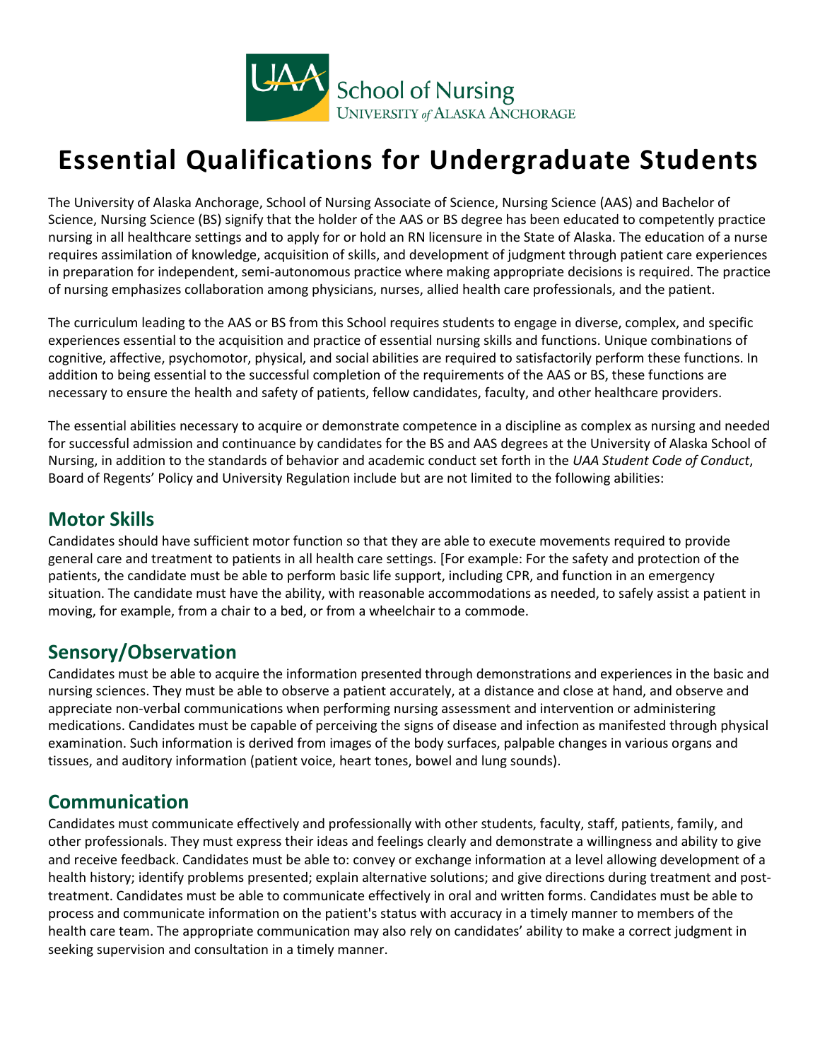# Essential Qualifications for Undergraduate Students

The University of Alaska Anchorage, School of Nursing Associate of Science, Nursing Science (AAS) and Bachelor of Science, Nursing Science (BS) signify that the holder of the AAS or BS degree has been educated to competently practice nursing in all healthcare settings and to apply for or hold an RN licensure in the State of Alaska. The education of a nurse requires assimilation of knowledge, acquisition of skills, and development of judgment through patient care experiences in preparation for independent, semi-autonomous practice where making appropriate decisions is required. The practice of nursing emphasizes collaboration among physicians, nurses, allied health care professionals, and the patient.

The curriculum leading to the AAS or BS from this School requires students to engage in diverse, complex, and specific experiences essential to the acquisition and practice of essential nursing skills and functions. Unique combinations of cognitive, affective, psychomotor, physical, and social abilities are required to satisfactorily perform these functions. In addition to being essential to the successful completion of the requirements of the AAS or BS, these functions are necessary to ensure the health and safety of patients, fellow candidates, faculty, and other healthcare providers.

The essential abilities necessary to acquire or demonstrate competence in a discipline as complex as nursing and needed for successful admission and continuance by candidates for the BS and AAS degrees at the University of Alaska School of Nursing, in addition to the standards of behavior and academic conduct set forth in the *UAA Student Code of Conduct*, Board of Regents' Policy and University Regulation include but are not limited to the following abilities:

## Motor Skills

Candidates should have sufficient motor function so that they are able to execute movements required to provide general care and treatment to patients in all health care settings. [For example: For the safety and protection of the patients, the candidate must be able to perform basic life support, including CPR, and function in an emergency situation. The candidate must have the ability, with reasonable accommodations as needed, to safely assist a patient in moving, for example, from a chair to a bed, or from a wheelchair to a commode.

## Sensory/Observation

Candidates must be able to acquire the information presented through demonstrations and experiences in the basic and nursing sciences. They must be able to observe a patient accurately, at a distance and close at hand, and observe and appreciate non-verbal communications when performing nursing assessment and intervention or administering medications. Candidates must be capable of perceiving the signs of disease and infection as manifested through physical examination. Such information is derived from images of the body surfaces, palpable changes in various organs and tissues, and auditory information (patient voice, heart tones, bowel and lung sounds).

## Communication

Candidates must communicate effectively and professionally with other students, faculty, staff, patients, family, and other professionals. They must express their ideas and feelings clearly and demonstrate a willingness and ability to give and receive feedback. Candidates must be able to: convey or exchange information at a level allowing development of a health history; identify problems presented; explain alternative solutions; and give directions during treatment and post-treatment. Candidates must be able to communicate effectively in oral and written forms. Candidates must be able to process and communicate information on the patient's status with accuracy in a timely manner to members of the health care team. The appropriate communication may also rely on candidates' ability to make a correct judgment in seeking supervision and consultation in a timely manner.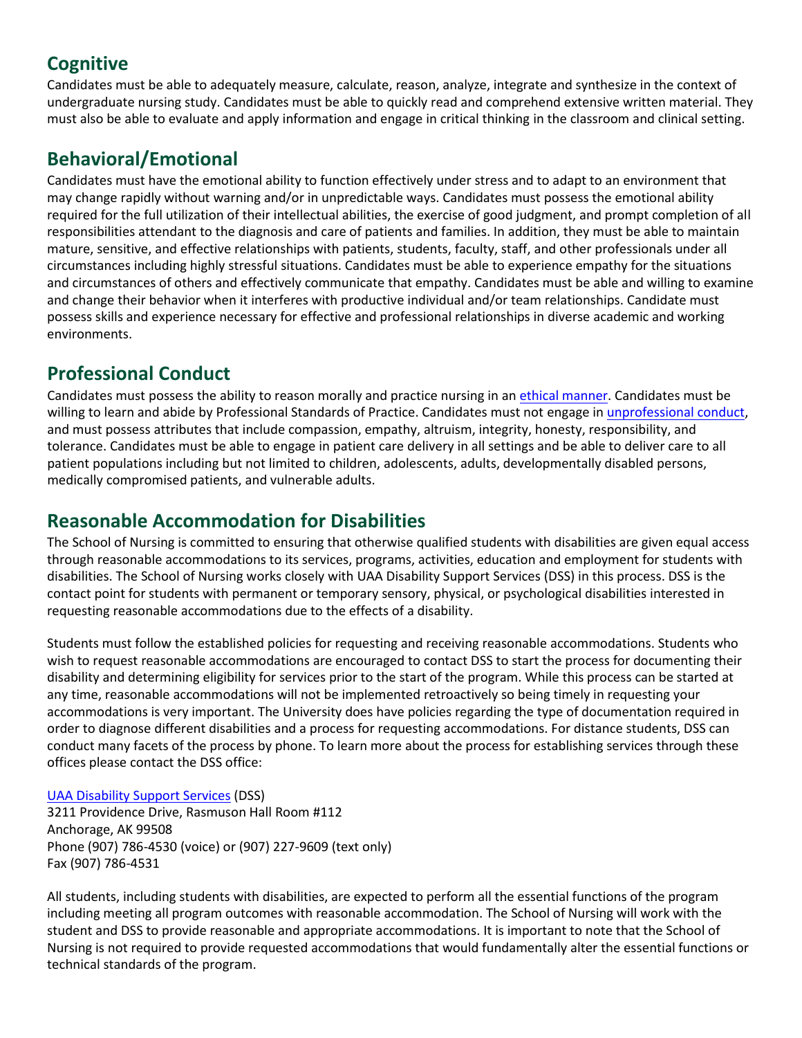## Cognitive

Candidates must be able to adequately measure, calculate, reason, analyze, integrate and synthesize in the context of undergraduate nursing study. Candidates must be able to quickly read and comprehend extensive written material. They must also be able to evaluate and apply information and engage in critical thinking in the classroom and clinical setting.

## Behavioral/Emotional

Candidates must have the emotional ability to function effectively under stress and to adapt to an environment that may change rapidly without warning and/or in unpredictable ways. Candidates must possess the emotional ability required for the full utilization of their intellectual abilities, the exercise of good judgment, and prompt completion of all responsibilities attendant to the diagnosis and care of patients and families. In addition, they must be able to maintain mature, sensitive, and effective relationships with patients, students, faculty, staff, and other professionals under all circumstances including highly stressful situations. Candidates must be able to experience empathy for the situations and circumstances of others and effectively communicate that empathy. Candidates must be able and willing to examine and change their behavior when it interferes with productive individual and/or team relationships. Candidate must possess skills and experience necessary for effective and professional relationships in diverse academic and working environments.

## Professional Conduct

Candidates must possess the ability to reason morally and practice nursing in an ethical manner. Candidates must be willing to learn and abide by Professional Standards of Practice. Candidates must not engage in unprofessional conduct, and must possess attributes that include compassion, empathy, altruism, integrity, honesty, responsibility, and tolerance. Candidates must be able to engage in patient care delivery in all settings and be able to deliver care to all patient populations including but not limited to children, adolescents, adults, developmentally disabled persons, medically compromised patients, and vulnerable adults.

## Reasonable Accommodation for Disabilities

The School of Nursing is committed to ensuring that otherwise qualified students with disabilities are given equal access through reasonable accommodations to its services, programs, activities, education and employment for students with disabilities. The School of Nursing works closely with UAA Disability Support Services (DSS) in this process. DSS is the contact point for students with permanent or temporary sensory, physical, or psychological disabilities interested in requesting reasonable accommodations due to the effects of a disability.

Students must follow the established policies for requesting and receiving reasonable accommodations. Students who wish to request reasonable accommodations are encouraged to contact DSS to start the process for documenting their disability and determining eligibility for services prior to the start of the program. While this process can be started at any time, reasonable accommodations will not be implemented retroactively so being timely in requesting your accommodations is very important. The University does have policies regarding the type of documentation required in order to diagnose different disabilities and a process for requesting accommodations. For distance students, DSS can conduct many facets of the process by phone. To learn more about the process for establishing services through these offices please contact the DSS office:

UAA Disability Support Services (DSS)
3211 Providence Drive, Rasmuson Hall Room #112
Anchorage, AK 99508
Phone (907) 786-4530 (voice) or (907) 227-9609 (text only)
Fax (907) 786-4531

All students, including students with disabilities, are expected to perform all the essential functions of the program including meeting all program outcomes with reasonable accommodation. The School of Nursing will work with the student and DSS to provide reasonable and appropriate accommodations. It is important to note that the School of Nursing is not required to provide requested accommodations that would fundamentally alter the essential functions or technical standards of the program.